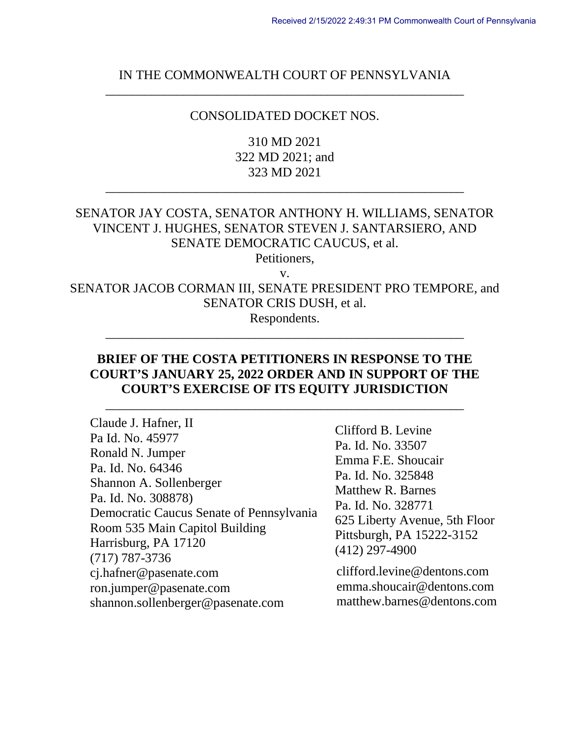Received 2/15/2022 2:49:31 PM Commonwealth Court of Pennsylvania

IN THE COMMONWEALTH COURT OF PENNSYLVANIA

---

CONSOLIDATED DOCKET NOS.

310 MD 2021
322 MD 2021; and
323 MD 2021

---

SENATOR JAY COSTA, SENATOR ANTHONY H. WILLIAMS, SENATOR VINCENT J. HUGHES, SENATOR STEVEN J. SANTARSIERO, AND SENATE DEMOCRATIC CAUCUS, et al.
Petitioners,

v.

SENATOR JACOB CORMAN III, SENATE PRESIDENT PRO TEMPORE, and SENATOR CRIS DUSH, et al.
Respondents.

---

**BRIEF OF THE COSTA PETITIONERS IN RESPONSE TO THE COURT'S JANUARY 25, 2022 ORDER AND IN SUPPORT OF THE COURT'S EXERCISE OF ITS EQUITY JURISDICTION**

---

Claude J. Hafner, II
Pa Id. No. 45977
Ronald N. Jumper
Pa. Id. No. 64346
Shannon A. Sollenberger
Pa. Id. No. 308878)
Democratic Caucus Senate of Pennsylvania
Room 535 Main Capitol Building
Harrisburg, PA 17120
(717) 787-3736
cj.hafner@pasenate.com
ron.jumper@pasenate.com
shannon.sollenberger@pasenate.com

Clifford B. Levine
Pa. Id. No. 33507
Emma F.E. Shoucair
Pa. Id. No. 325848
Matthew R. Barnes
Pa. Id. No. 328771
625 Liberty Avenue, 5th Floor
Pittsburgh, PA 15222-3152
(412) 297-4900
clifford.levine@dentons.com
emma.shoucair@dentons.com
matthew.barnes@dentons.com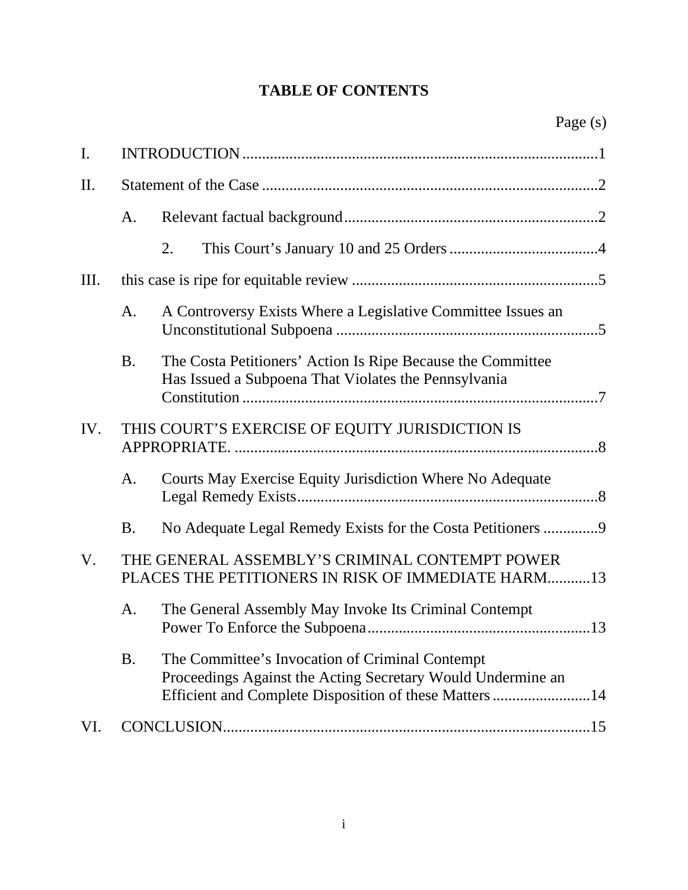# TABLE OF CONTENTS

Page (s)

I. INTRODUCTION ........................................................................................1

II. Statement of the Case ...................................................................................2

- A. Relevant factual background ................................................................2
  - 2. This Court's January 10 and 25 Orders ......................................4

III. this case is ripe for equitable review ...............................................................5

- A. A Controversy Exists Where a Legislative Committee Issues an Unconstitutional Subpoena ...................................................................5
- B. The Costa Petitioners' Action Is Ripe Because the Committee Has Issued a Subpoena That Violates the Pennsylvania Constitution ..........................................................................................7

IV. THIS COURT'S EXERCISE OF EQUITY JURISDICTION IS APPROPRIATE. ............................................................................................8

- A. Courts May Exercise Equity Jurisdiction Where No Adequate Legal Remedy Exists.............................................................................8
- B. No Adequate Legal Remedy Exists for the Costa Petitioners ..............9

V. THE GENERAL ASSEMBLY'S CRIMINAL CONTEMPT POWER PLACES THE PETITIONERS IN RISK OF IMMEDIATE HARM...........13

- A. The General Assembly May Invoke Its Criminal Contempt Power To Enforce the Subpoena.........................................................13
- B. The Committee's Invocation of Criminal Contempt Proceedings Against the Acting Secretary Would Undermine an Efficient and Complete Disposition of these Matters .........................14

VI. CONCLUSION.............................................................................................15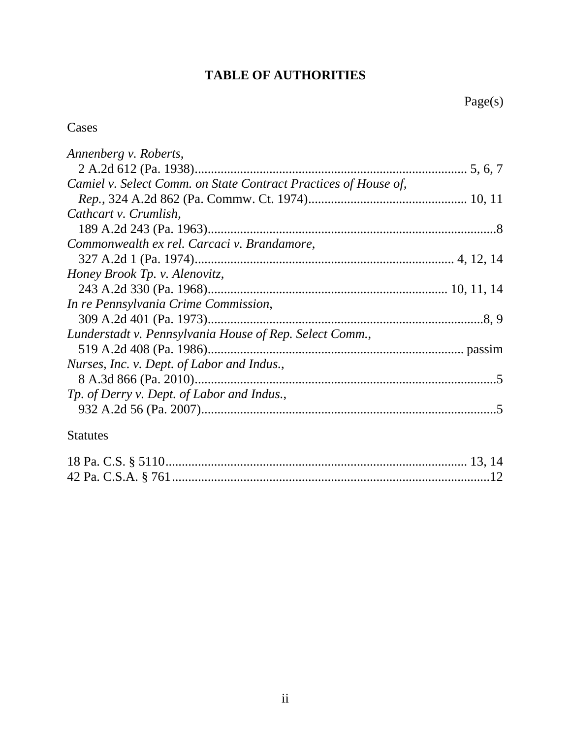# TABLE OF AUTHORITIES

Page(s)

## Cases

*Annenberg v. Roberts*,
2 A.2d 612 (Pa. 1938)....................................................................................5, 6, 7

*Camiel v. Select Comm. on State Contract Practices of House of, Rep.*, 324 A.2d 862 (Pa. Commw. Ct. 1974)................................................10, 11

*Cathcart v. Crumlish*,
189 A.2d 243 (Pa. 1963)..........................................................................................8

*Commonwealth ex rel. Carcaci v. Brandamore*,
327 A.2d 1 (Pa. 1974)..............................................................................4, 12, 14

*Honey Brook Tp. v. Alenovitz*,
243 A.2d 330 (Pa. 1968)........................................................................10, 11, 14

*In re Pennsylvania Crime Commission*,
309 A.2d 401 (Pa. 1973)......................................................................................8, 9

*Lunderstadt v. Pennsylvania House of Rep. Select Comm.*,
519 A.2d 408 (Pa. 1986)............................................................................passim

*Nurses, Inc. v. Dept. of Labor and Indus.*,
8 A.3d 866 (Pa. 2010)...............................................................................................5

*Tp. of Derry v. Dept. of Labor and Indus.*,
932 A.2d 56 (Pa. 2007)..............................................................................................5

## Statutes

18 Pa. C.S. § 5110....................................................................................13, 14

42 Pa. C.S.A. § 761.................................................................................................12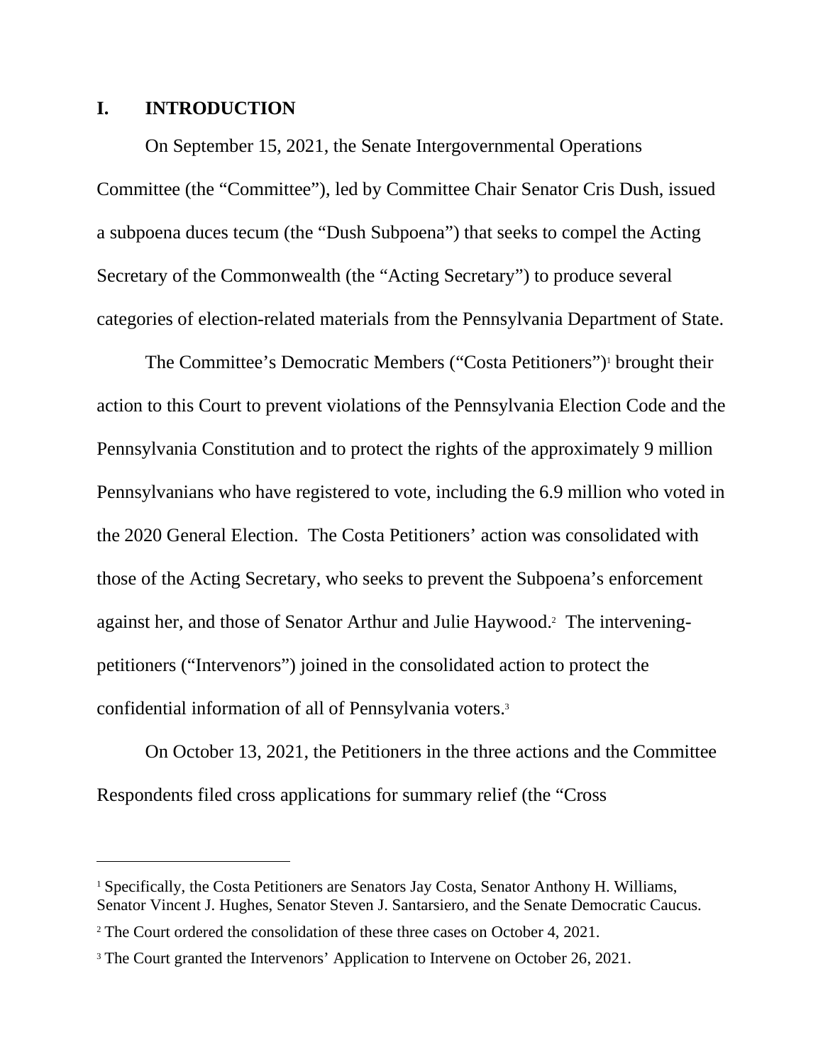## I. INTRODUCTION

On September 15, 2021, the Senate Intergovernmental Operations Committee (the "Committee"), led by Committee Chair Senator Cris Dush, issued a subpoena duces tecum (the "Dush Subpoena") that seeks to compel the Acting Secretary of the Commonwealth (the "Acting Secretary") to produce several categories of election-related materials from the Pennsylvania Department of State.

The Committee's Democratic Members ("Costa Petitioners")[1] brought their action to this Court to prevent violations of the Pennsylvania Election Code and the Pennsylvania Constitution and to protect the rights of the approximately 9 million Pennsylvanians who have registered to vote, including the 6.9 million who voted in the 2020 General Election. The Costa Petitioners' action was consolidated with those of the Acting Secretary, who seeks to prevent the Subpoena's enforcement against her, and those of Senator Arthur and Julie Haywood.[2] The intervening-petitioners ("Intervenors") joined in the consolidated action to protect the confidential information of all of Pennsylvania voters.[3]

On October 13, 2021, the Petitioners in the three actions and the Committee Respondents filed cross applications for summary relief (the "Cross

---

[1] Specifically, the Costa Petitioners are Senators Jay Costa, Senator Anthony H. Williams, Senator Vincent J. Hughes, Senator Steven J. Santarsiero, and the Senate Democratic Caucus.

[2] The Court ordered the consolidation of these three cases on October 4, 2021.

[3] The Court granted the Intervenors' Application to Intervene on October 26, 2021.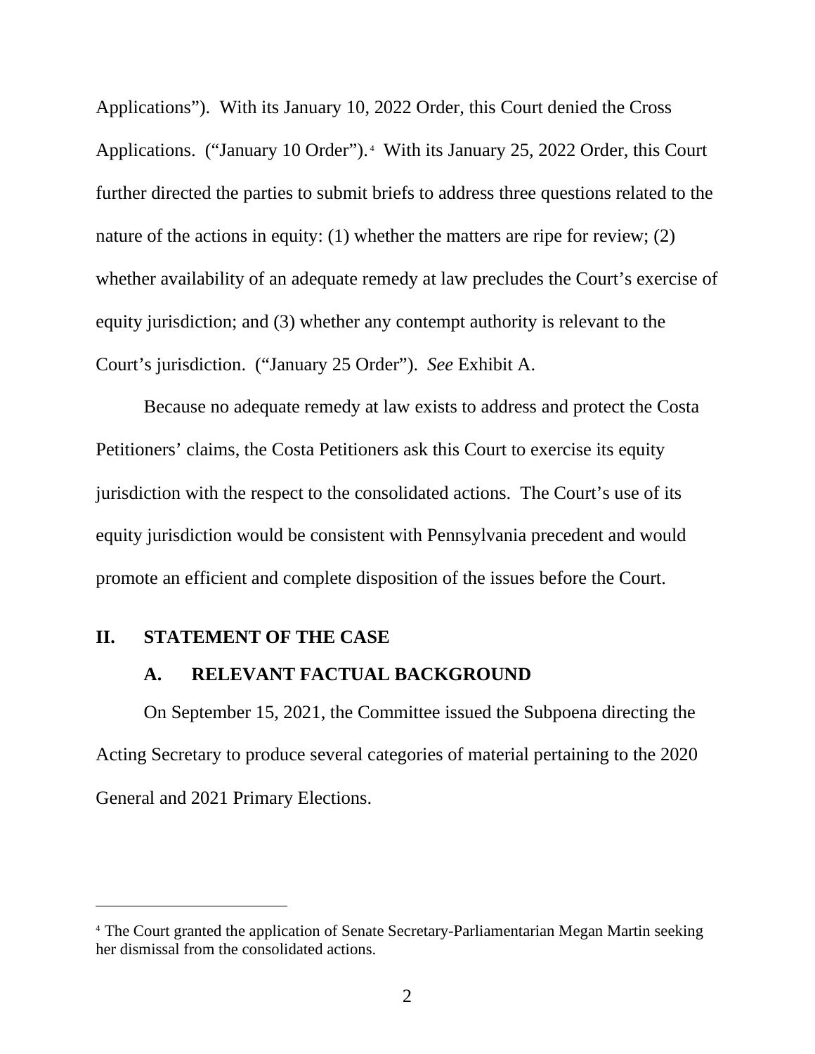Applications"). With its January 10, 2022 Order, this Court denied the Cross Applications. ("January 10 Order").[4] With its January 25, 2022 Order, this Court further directed the parties to submit briefs to address three questions related to the nature of the actions in equity: (1) whether the matters are ripe for review; (2) whether availability of an adequate remedy at law precludes the Court's exercise of equity jurisdiction; and (3) whether any contempt authority is relevant to the Court's jurisdiction. ("January 25 Order"). *See* Exhibit A.

Because no adequate remedy at law exists to address and protect the Costa Petitioners' claims, the Costa Petitioners ask this Court to exercise its equity jurisdiction with the respect to the consolidated actions. The Court's use of its equity jurisdiction would be consistent with Pennsylvania precedent and would promote an efficient and complete disposition of the issues before the Court.

## II. STATEMENT OF THE CASE

### A. RELEVANT FACTUAL BACKGROUND

On September 15, 2021, the Committee issued the Subpoena directing the Acting Secretary to produce several categories of material pertaining to the 2020 General and 2021 Primary Elections.

---

[4] The Court granted the application of Senate Secretary-Parliamentarian Megan Martin seeking her dismissal from the consolidated actions.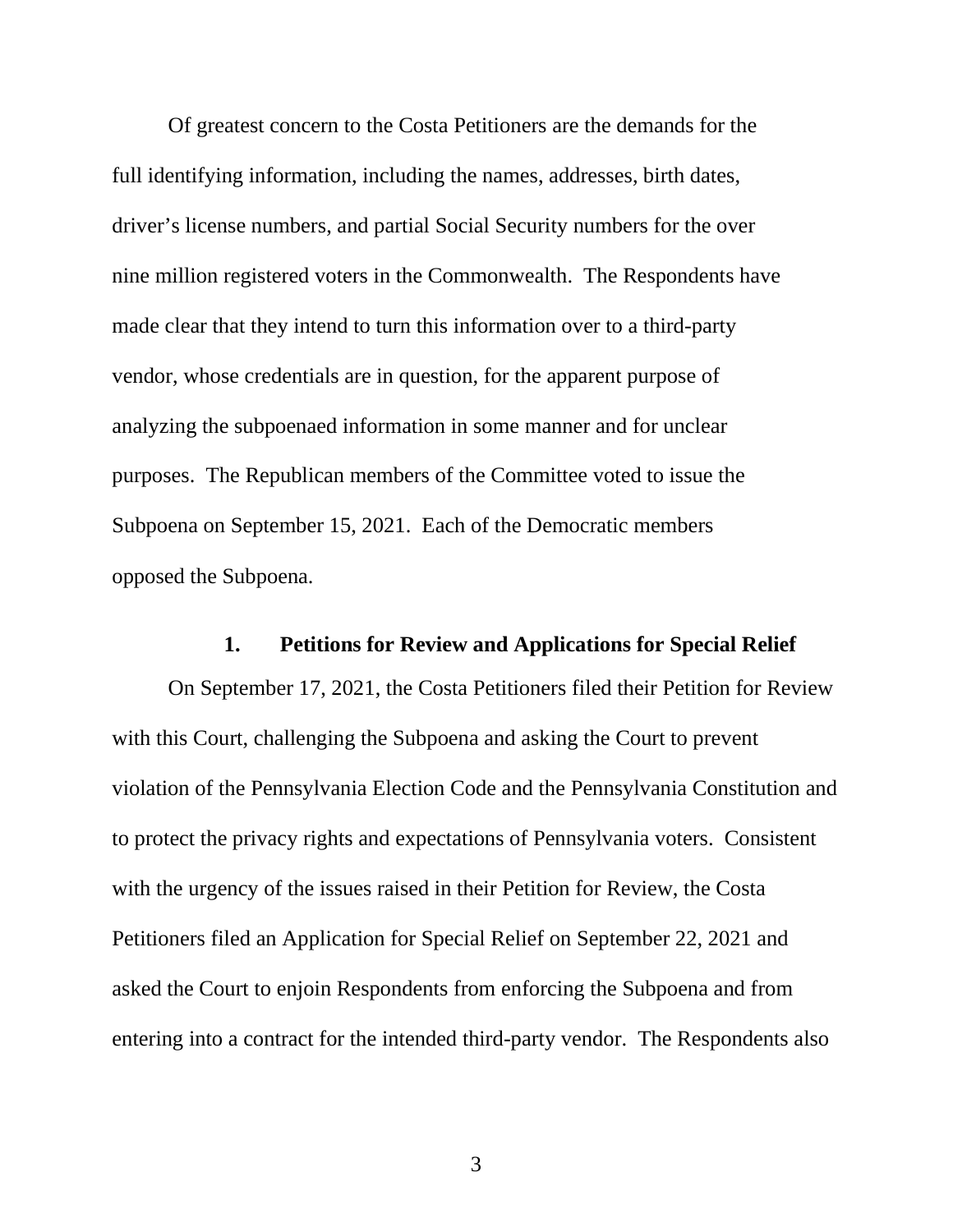Of greatest concern to the Costa Petitioners are the demands for the full identifying information, including the names, addresses, birth dates, driver's license numbers, and partial Social Security numbers for the over nine million registered voters in the Commonwealth. The Respondents have made clear that they intend to turn this information over to a third-party vendor, whose credentials are in question, for the apparent purpose of analyzing the subpoenaed information in some manner and for unclear purposes. The Republican members of the Committee voted to issue the Subpoena on September 15, 2021. Each of the Democratic members opposed the Subpoena.

### 1. Petitions for Review and Applications for Special Relief

On September 17, 2021, the Costa Petitioners filed their Petition for Review with this Court, challenging the Subpoena and asking the Court to prevent violation of the Pennsylvania Election Code and the Pennsylvania Constitution and to protect the privacy rights and expectations of Pennsylvania voters. Consistent with the urgency of the issues raised in their Petition for Review, the Costa Petitioners filed an Application for Special Relief on September 22, 2021 and asked the Court to enjoin Respondents from enforcing the Subpoena and from entering into a contract for the intended third-party vendor. The Respondents also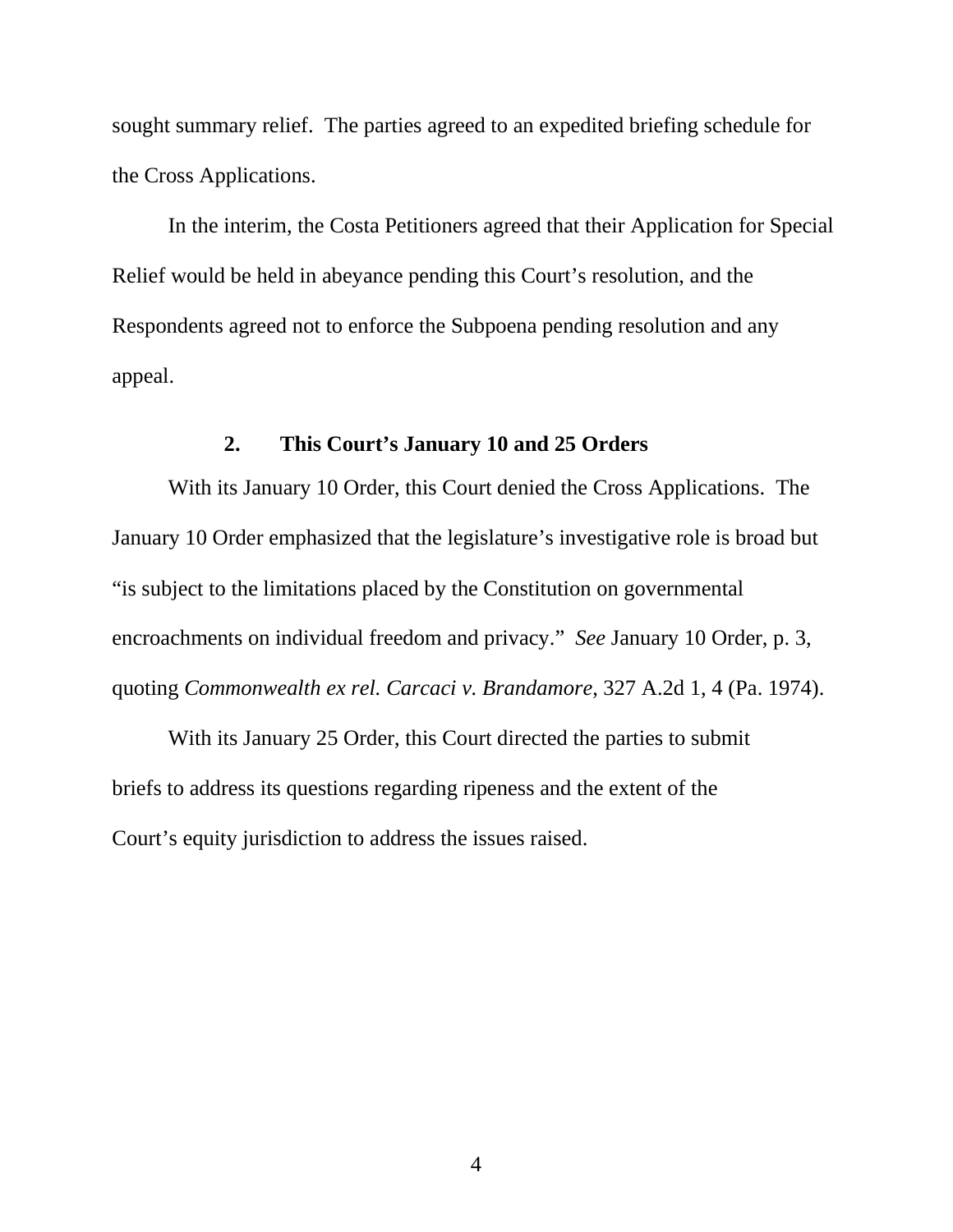sought summary relief. The parties agreed to an expedited briefing schedule for the Cross Applications.

In the interim, the Costa Petitioners agreed that their Application for Special Relief would be held in abeyance pending this Court's resolution, and the Respondents agreed not to enforce the Subpoena pending resolution and any appeal.

### 2. This Court's January 10 and 25 Orders

With its January 10 Order, this Court denied the Cross Applications. The January 10 Order emphasized that the legislature's investigative role is broad but "is subject to the limitations placed by the Constitution on governmental encroachments on individual freedom and privacy." *See* January 10 Order, p. 3, quoting *Commonwealth ex rel. Carcaci v. Brandamore*, 327 A.2d 1, 4 (Pa. 1974).

With its January 25 Order, this Court directed the parties to submit briefs to address its questions regarding ripeness and the extent of the Court's equity jurisdiction to address the issues raised.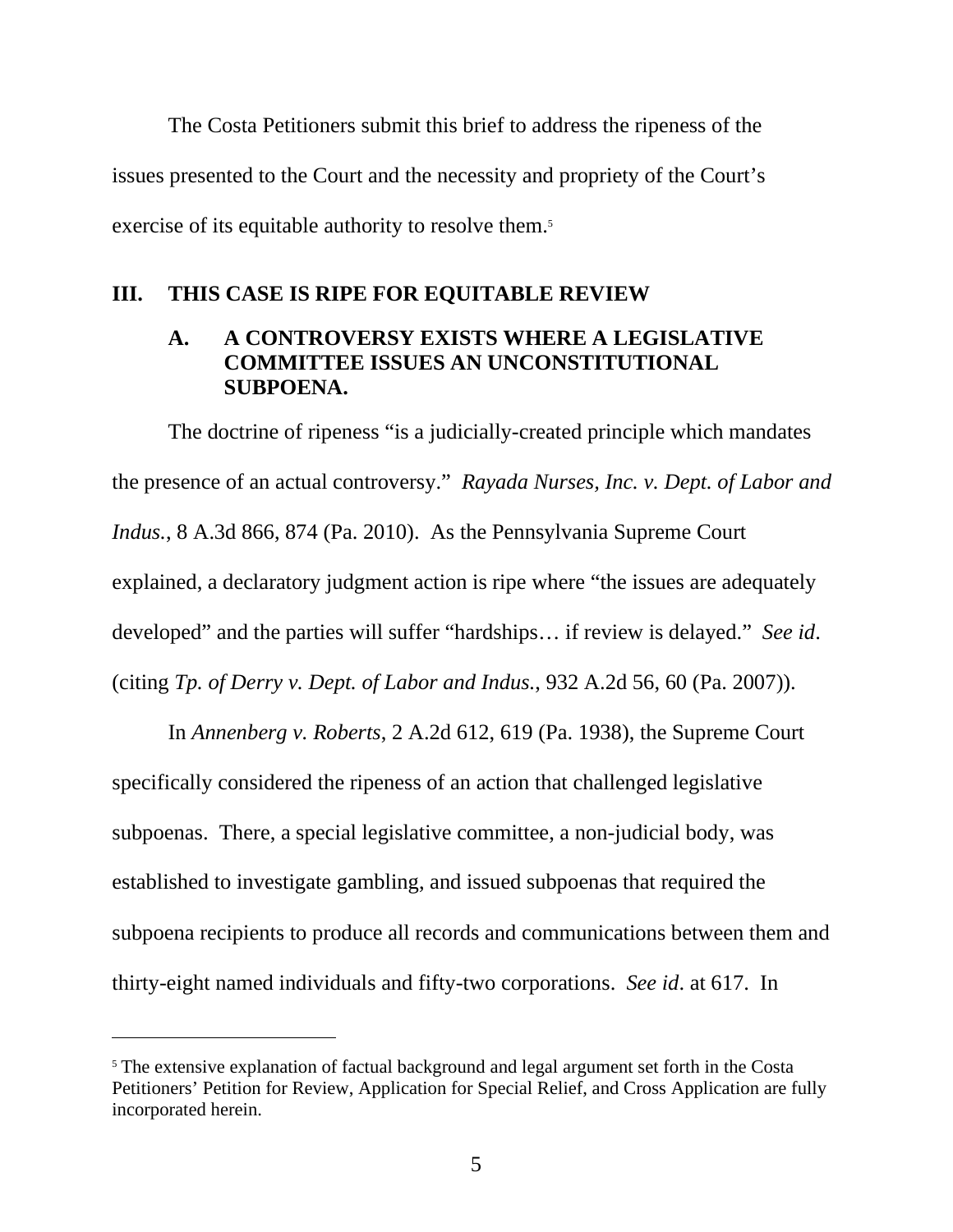The Costa Petitioners submit this brief to address the ripeness of the issues presented to the Court and the necessity and propriety of the Court's exercise of its equitable authority to resolve them.[5]

## III. THIS CASE IS RIPE FOR EQUITABLE REVIEW

### A. A CONTROVERSY EXISTS WHERE A LEGISLATIVE COMMITTEE ISSUES AN UNCONSTITUTIONAL SUBPOENA.

The doctrine of ripeness "is a judicially-created principle which mandates the presence of an actual controversy." *Rayada Nurses, Inc. v. Dept. of Labor and Indus.*, 8 A.3d 866, 874 (Pa. 2010). As the Pennsylvania Supreme Court explained, a declaratory judgment action is ripe where "the issues are adequately developed" and the parties will suffer "hardships… if review is delayed." *See id*. (citing *Tp. of Derry v. Dept. of Labor and Indus.*, 932 A.2d 56, 60 (Pa. 2007)).

In *Annenberg v. Roberts*, 2 A.2d 612, 619 (Pa. 1938), the Supreme Court specifically considered the ripeness of an action that challenged legislative subpoenas. There, a special legislative committee, a non-judicial body, was established to investigate gambling, and issued subpoenas that required the subpoena recipients to produce all records and communications between them and thirty-eight named individuals and fifty-two corporations. *See id*. at 617. In

---

[5] The extensive explanation of factual background and legal argument set forth in the Costa Petitioners' Petition for Review, Application for Special Relief, and Cross Application are fully incorporated herein.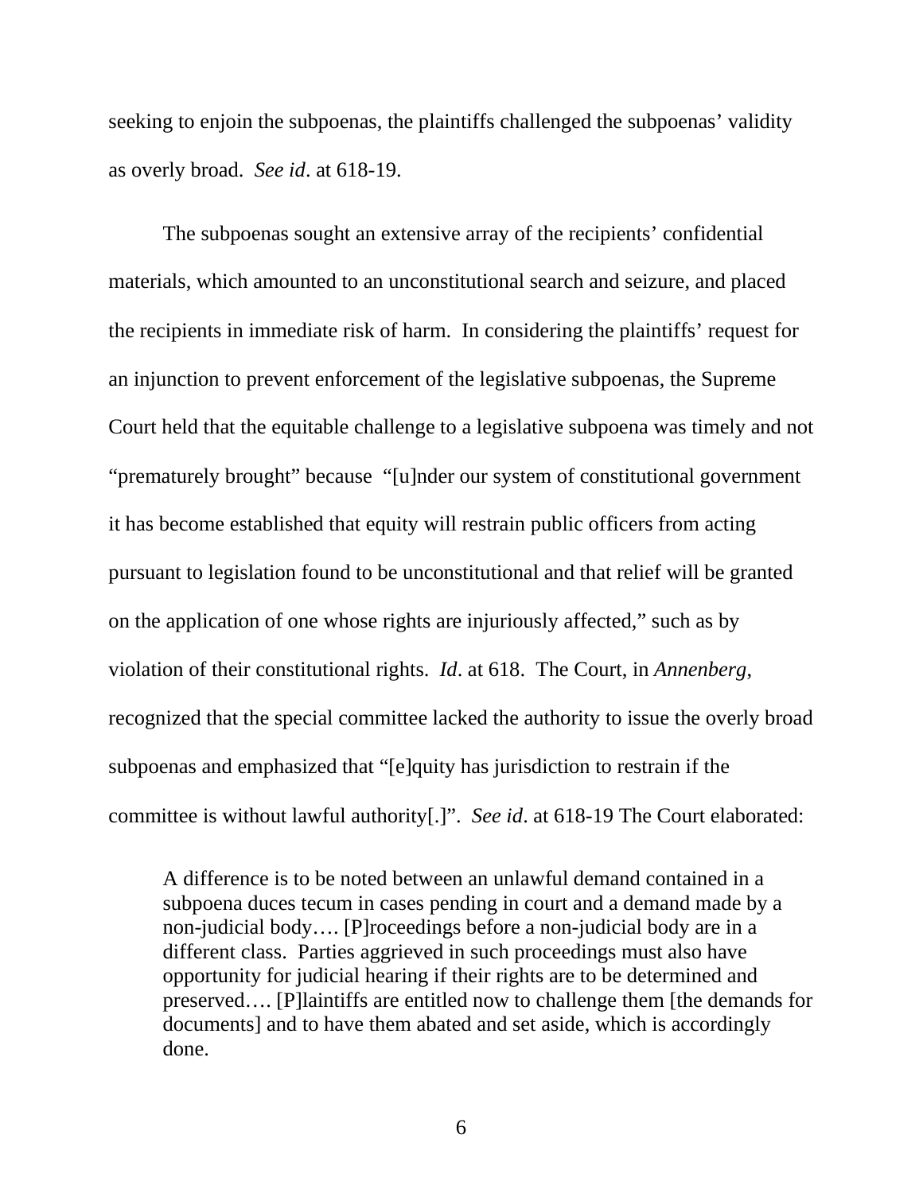seeking to enjoin the subpoenas, the plaintiffs challenged the subpoenas' validity as overly broad. *See id*. at 618-19.

The subpoenas sought an extensive array of the recipients' confidential materials, which amounted to an unconstitutional search and seizure, and placed the recipients in immediate risk of harm. In considering the plaintiffs' request for an injunction to prevent enforcement of the legislative subpoenas, the Supreme Court held that the equitable challenge to a legislative subpoena was timely and not "prematurely brought" because "[u]nder our system of constitutional government it has become established that equity will restrain public officers from acting pursuant to legislation found to be unconstitutional and that relief will be granted on the application of one whose rights are injuriously affected," such as by violation of their constitutional rights. *Id*. at 618. The Court, in *Annenberg*, recognized that the special committee lacked the authority to issue the overly broad subpoenas and emphasized that "[e]quity has jurisdiction to restrain if the committee is without lawful authority[.]". *See id*. at 618-19 The Court elaborated:

> A difference is to be noted between an unlawful demand contained in a subpoena duces tecum in cases pending in court and a demand made by a non-judicial body…. [P]roceedings before a non-judicial body are in a different class. Parties aggrieved in such proceedings must also have opportunity for judicial hearing if their rights are to be determined and preserved…. [P]laintiffs are entitled now to challenge them [the demands for documents] and to have them abated and set aside, which is accordingly done.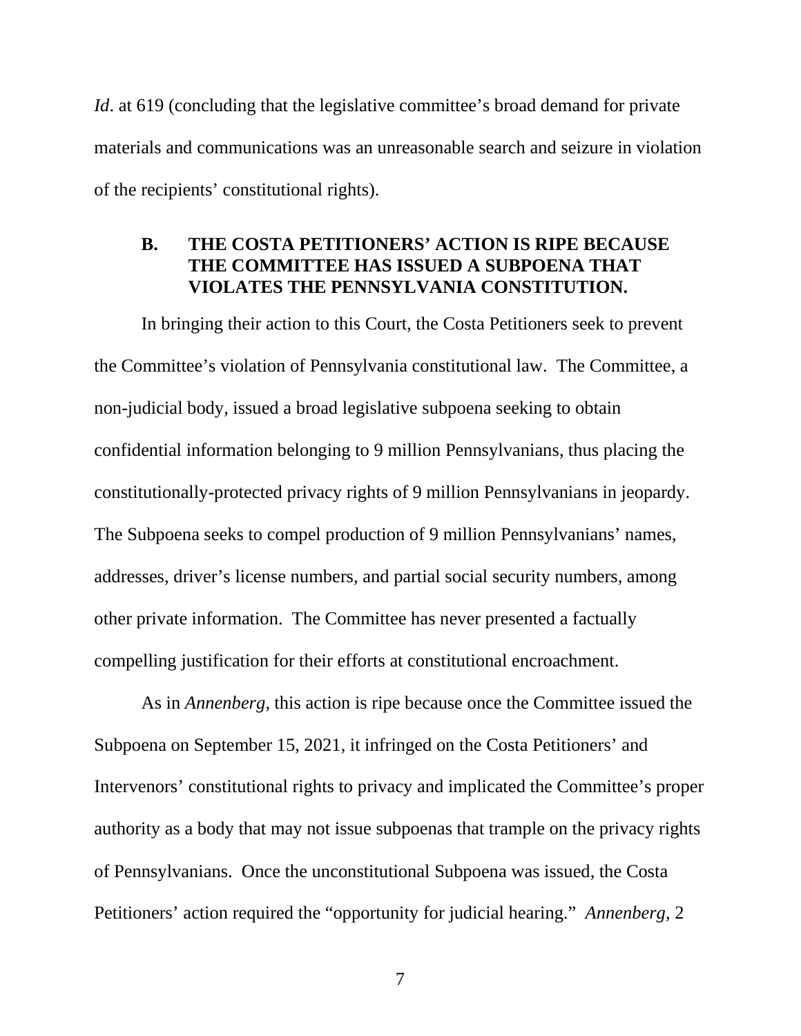*Id*. at 619 (concluding that the legislative committee's broad demand for private materials and communications was an unreasonable search and seizure in violation of the recipients' constitutional rights).

### B. THE COSTA PETITIONERS' ACTION IS RIPE BECAUSE THE COMMITTEE HAS ISSUED A SUBPOENA THAT VIOLATES THE PENNSYLVANIA CONSTITUTION.

In bringing their action to this Court, the Costa Petitioners seek to prevent the Committee's violation of Pennsylvania constitutional law. The Committee, a non-judicial body, issued a broad legislative subpoena seeking to obtain confidential information belonging to 9 million Pennsylvanians, thus placing the constitutionally-protected privacy rights of 9 million Pennsylvanians in jeopardy. The Subpoena seeks to compel production of 9 million Pennsylvanians' names, addresses, driver's license numbers, and partial social security numbers, among other private information. The Committee has never presented a factually compelling justification for their efforts at constitutional encroachment.

As in *Annenberg*, this action is ripe because once the Committee issued the Subpoena on September 15, 2021, it infringed on the Costa Petitioners' and Intervenors' constitutional rights to privacy and implicated the Committee's proper authority as a body that may not issue subpoenas that trample on the privacy rights of Pennsylvanians. Once the unconstitutional Subpoena was issued, the Costa Petitioners' action required the "opportunity for judicial hearing." *Annenberg*, 2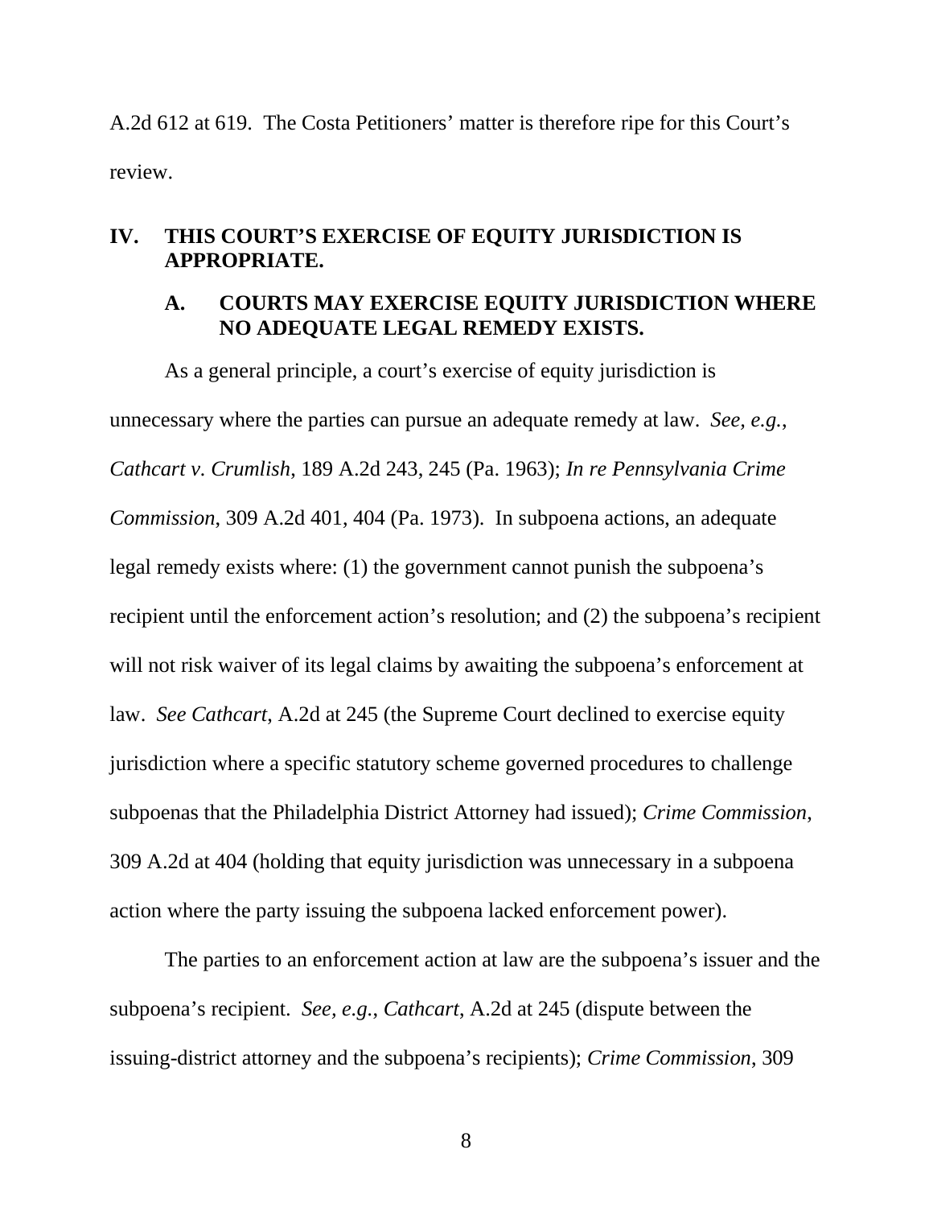A.2d 612 at 619. The Costa Petitioners' matter is therefore ripe for this Court's review.

## IV. THIS COURT'S EXERCISE OF EQUITY JURISDICTION IS APPROPRIATE.

### A. COURTS MAY EXERCISE EQUITY JURISDICTION WHERE NO ADEQUATE LEGAL REMEDY EXISTS.

As a general principle, a court's exercise of equity jurisdiction is unnecessary where the parties can pursue an adequate remedy at law. *See, e.g.*, *Cathcart v. Crumlish*, 189 A.2d 243, 245 (Pa. 1963); *In re Pennsylvania Crime Commission*, 309 A.2d 401, 404 (Pa. 1973). In subpoena actions, an adequate legal remedy exists where: (1) the government cannot punish the subpoena's recipient until the enforcement action's resolution; and (2) the subpoena's recipient will not risk waiver of its legal claims by awaiting the subpoena's enforcement at law. *See Cathcart*, A.2d at 245 (the Supreme Court declined to exercise equity jurisdiction where a specific statutory scheme governed procedures to challenge subpoenas that the Philadelphia District Attorney had issued); *Crime Commission*, 309 A.2d at 404 (holding that equity jurisdiction was unnecessary in a subpoena action where the party issuing the subpoena lacked enforcement power).

The parties to an enforcement action at law are the subpoena's issuer and the subpoena's recipient. *See, e.g.*, *Cathcart*, A.2d at 245 (dispute between the issuing-district attorney and the subpoena's recipients); *Crime Commission*, 309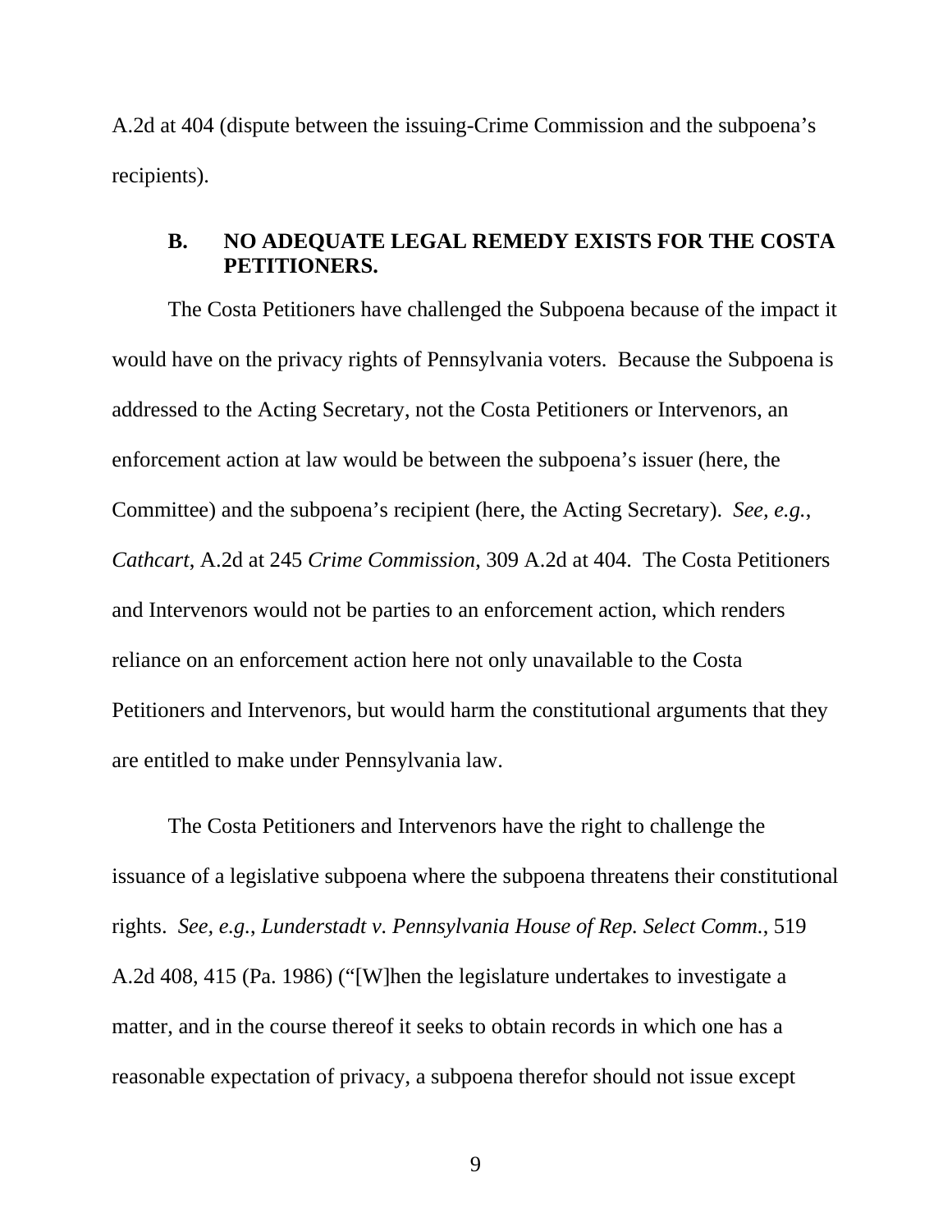A.2d at 404 (dispute between the issuing-Crime Commission and the subpoena's recipients).

### B. NO ADEQUATE LEGAL REMEDY EXISTS FOR THE COSTA PETITIONERS.

The Costa Petitioners have challenged the Subpoena because of the impact it would have on the privacy rights of Pennsylvania voters. Because the Subpoena is addressed to the Acting Secretary, not the Costa Petitioners or Intervenors, an enforcement action at law would be between the subpoena's issuer (here, the Committee) and the subpoena's recipient (here, the Acting Secretary). *See, e.g.*, *Cathcart*, A.2d at 245 *Crime Commission*, 309 A.2d at 404. The Costa Petitioners and Intervenors would not be parties to an enforcement action, which renders reliance on an enforcement action here not only unavailable to the Costa Petitioners and Intervenors, but would harm the constitutional arguments that they are entitled to make under Pennsylvania law.

The Costa Petitioners and Intervenors have the right to challenge the issuance of a legislative subpoena where the subpoena threatens their constitutional rights. *See, e.g.*, *Lunderstadt v. Pennsylvania House of Rep. Select Comm.*, 519 A.2d 408, 415 (Pa. 1986) ("[W]hen the legislature undertakes to investigate a matter, and in the course thereof it seeks to obtain records in which one has a reasonable expectation of privacy, a subpoena therefor should not issue except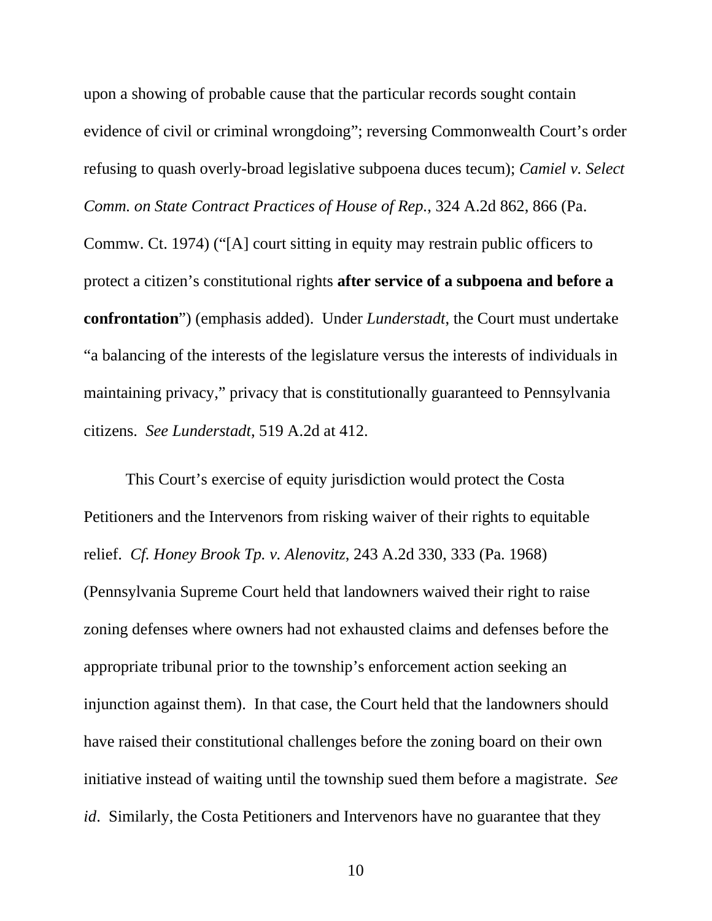upon a showing of probable cause that the particular records sought contain evidence of civil or criminal wrongdoing"; reversing Commonwealth Court's order refusing to quash overly-broad legislative subpoena duces tecum); *Camiel v. Select Comm. on State Contract Practices of House of Rep.*, 324 A.2d 862, 866 (Pa. Commw. Ct. 1974) ("[A] court sitting in equity may restrain public officers to protect a citizen's constitutional rights **after service of a subpoena and before a confrontation**") (emphasis added). Under *Lunderstadt*, the Court must undertake "a balancing of the interests of the legislature versus the interests of individuals in maintaining privacy," privacy that is constitutionally guaranteed to Pennsylvania citizens. *See Lunderstadt*, 519 A.2d at 412.

This Court's exercise of equity jurisdiction would protect the Costa Petitioners and the Intervenors from risking waiver of their rights to equitable relief. *Cf. Honey Brook Tp. v. Alenovitz*, 243 A.2d 330, 333 (Pa. 1968) (Pennsylvania Supreme Court held that landowners waived their right to raise zoning defenses where owners had not exhausted claims and defenses before the appropriate tribunal prior to the township's enforcement action seeking an injunction against them). In that case, the Court held that the landowners should have raised their constitutional challenges before the zoning board on their own initiative instead of waiting until the township sued them before a magistrate. *See id*. Similarly, the Costa Petitioners and Intervenors have no guarantee that they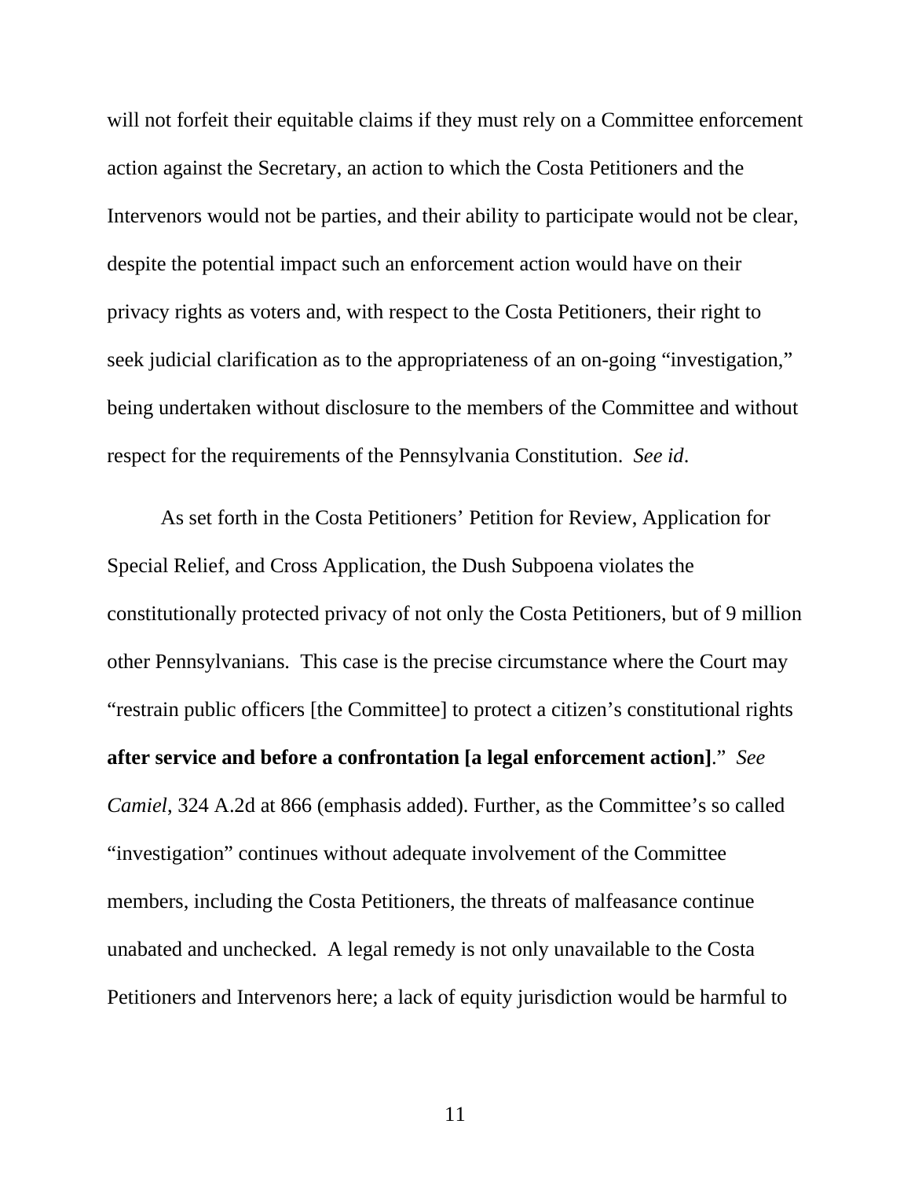will not forfeit their equitable claims if they must rely on a Committee enforcement action against the Secretary, an action to which the Costa Petitioners and the Intervenors would not be parties, and their ability to participate would not be clear, despite the potential impact such an enforcement action would have on their privacy rights as voters and, with respect to the Costa Petitioners, their right to seek judicial clarification as to the appropriateness of an on-going "investigation," being undertaken without disclosure to the members of the Committee and without respect for the requirements of the Pennsylvania Constitution. *See id*.

As set forth in the Costa Petitioners' Petition for Review, Application for Special Relief, and Cross Application, the Dush Subpoena violates the constitutionally protected privacy of not only the Costa Petitioners, but of 9 million other Pennsylvanians. This case is the precise circumstance where the Court may "restrain public officers [the Committee] to protect a citizen's constitutional rights **after service and before a confrontation [a legal enforcement action]**." *See Camiel*, 324 A.2d at 866 (emphasis added). Further, as the Committee's so called "investigation" continues without adequate involvement of the Committee members, including the Costa Petitioners, the threats of malfeasance continue unabated and unchecked. A legal remedy is not only unavailable to the Costa Petitioners and Intervenors here; a lack of equity jurisdiction would be harmful to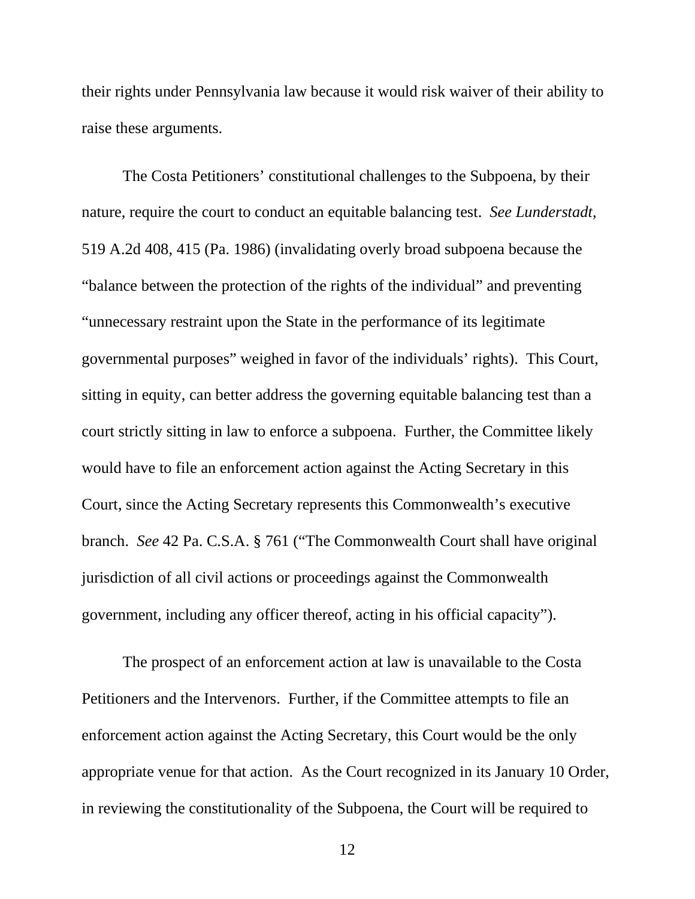their rights under Pennsylvania law because it would risk waiver of their ability to raise these arguments.

The Costa Petitioners' constitutional challenges to the Subpoena, by their nature, require the court to conduct an equitable balancing test. *See Lunderstadt*, 519 A.2d 408, 415 (Pa. 1986) (invalidating overly broad subpoena because the "balance between the protection of the rights of the individual" and preventing "unnecessary restraint upon the State in the performance of its legitimate governmental purposes" weighed in favor of the individuals' rights). This Court, sitting in equity, can better address the governing equitable balancing test than a court strictly sitting in law to enforce a subpoena. Further, the Committee likely would have to file an enforcement action against the Acting Secretary in this Court, since the Acting Secretary represents this Commonwealth's executive branch. *See* 42 Pa. C.S.A. § 761 ("The Commonwealth Court shall have original jurisdiction of all civil actions or proceedings against the Commonwealth government, including any officer thereof, acting in his official capacity").

The prospect of an enforcement action at law is unavailable to the Costa Petitioners and the Intervenors. Further, if the Committee attempts to file an enforcement action against the Acting Secretary, this Court would be the only appropriate venue for that action. As the Court recognized in its January 10 Order, in reviewing the constitutionality of the Subpoena, the Court will be required to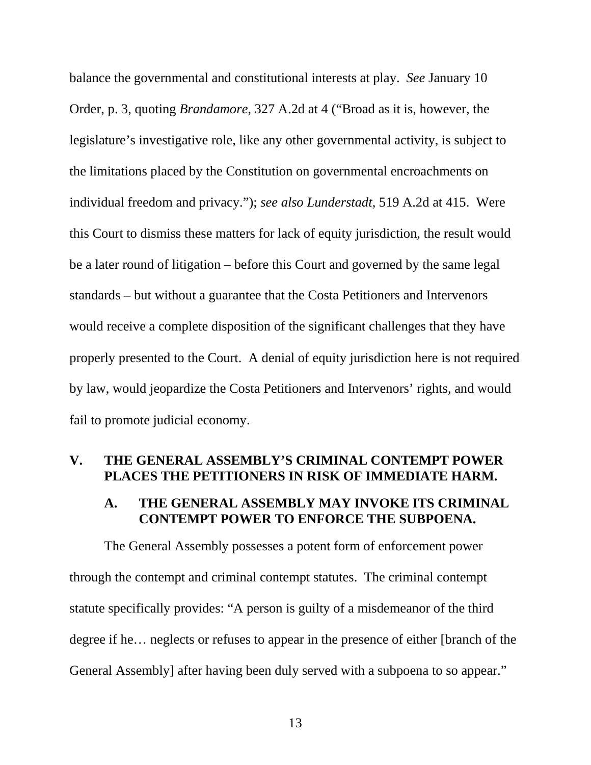balance the governmental and constitutional interests at play. *See* January 10 Order, p. 3, quoting *Brandamore*, 327 A.2d at 4 ("Broad as it is, however, the legislature's investigative role, like any other governmental activity, is subject to the limitations placed by the Constitution on governmental encroachments on individual freedom and privacy."); *see also Lunderstadt*, 519 A.2d at 415. Were this Court to dismiss these matters for lack of equity jurisdiction, the result would be a later round of litigation – before this Court and governed by the same legal standards – but without a guarantee that the Costa Petitioners and Intervenors would receive a complete disposition of the significant challenges that they have properly presented to the Court. A denial of equity jurisdiction here is not required by law, would jeopardize the Costa Petitioners and Intervenors' rights, and would fail to promote judicial economy.

## V. THE GENERAL ASSEMBLY'S CRIMINAL CONTEMPT POWER PLACES THE PETITIONERS IN RISK OF IMMEDIATE HARM.

### A. THE GENERAL ASSEMBLY MAY INVOKE ITS CRIMINAL CONTEMPT POWER TO ENFORCE THE SUBPOENA.

The General Assembly possesses a potent form of enforcement power through the contempt and criminal contempt statutes. The criminal contempt statute specifically provides: "A person is guilty of a misdemeanor of the third degree if he… neglects or refuses to appear in the presence of either [branch of the General Assembly] after having been duly served with a subpoena to so appear."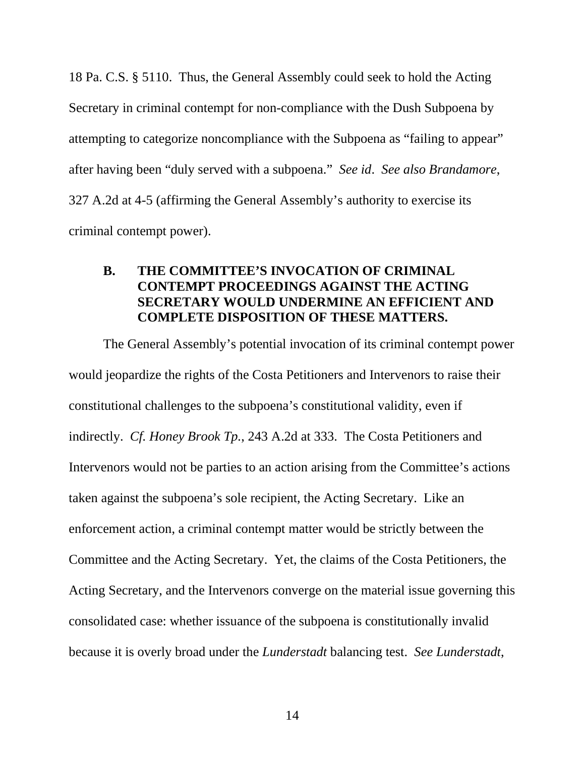18 Pa. C.S. § 5110. Thus, the General Assembly could seek to hold the Acting Secretary in criminal contempt for non-compliance with the Dush Subpoena by attempting to categorize noncompliance with the Subpoena as "failing to appear" after having been "duly served with a subpoena." *See id*. *See also Brandamore*, 327 A.2d at 4-5 (affirming the General Assembly's authority to exercise its criminal contempt power).

### B. THE COMMITTEE'S INVOCATION OF CRIMINAL CONTEMPT PROCEEDINGS AGAINST THE ACTING SECRETARY WOULD UNDERMINE AN EFFICIENT AND COMPLETE DISPOSITION OF THESE MATTERS.

The General Assembly's potential invocation of its criminal contempt power would jeopardize the rights of the Costa Petitioners and Intervenors to raise their constitutional challenges to the subpoena's constitutional validity, even if indirectly. *Cf. Honey Brook Tp.*, 243 A.2d at 333. The Costa Petitioners and Intervenors would not be parties to an action arising from the Committee's actions taken against the subpoena's sole recipient, the Acting Secretary. Like an enforcement action, a criminal contempt matter would be strictly between the Committee and the Acting Secretary. Yet, the claims of the Costa Petitioners, the Acting Secretary, and the Intervenors converge on the material issue governing this consolidated case: whether issuance of the subpoena is constitutionally invalid because it is overly broad under the *Lunderstadt* balancing test. *See Lunderstadt*,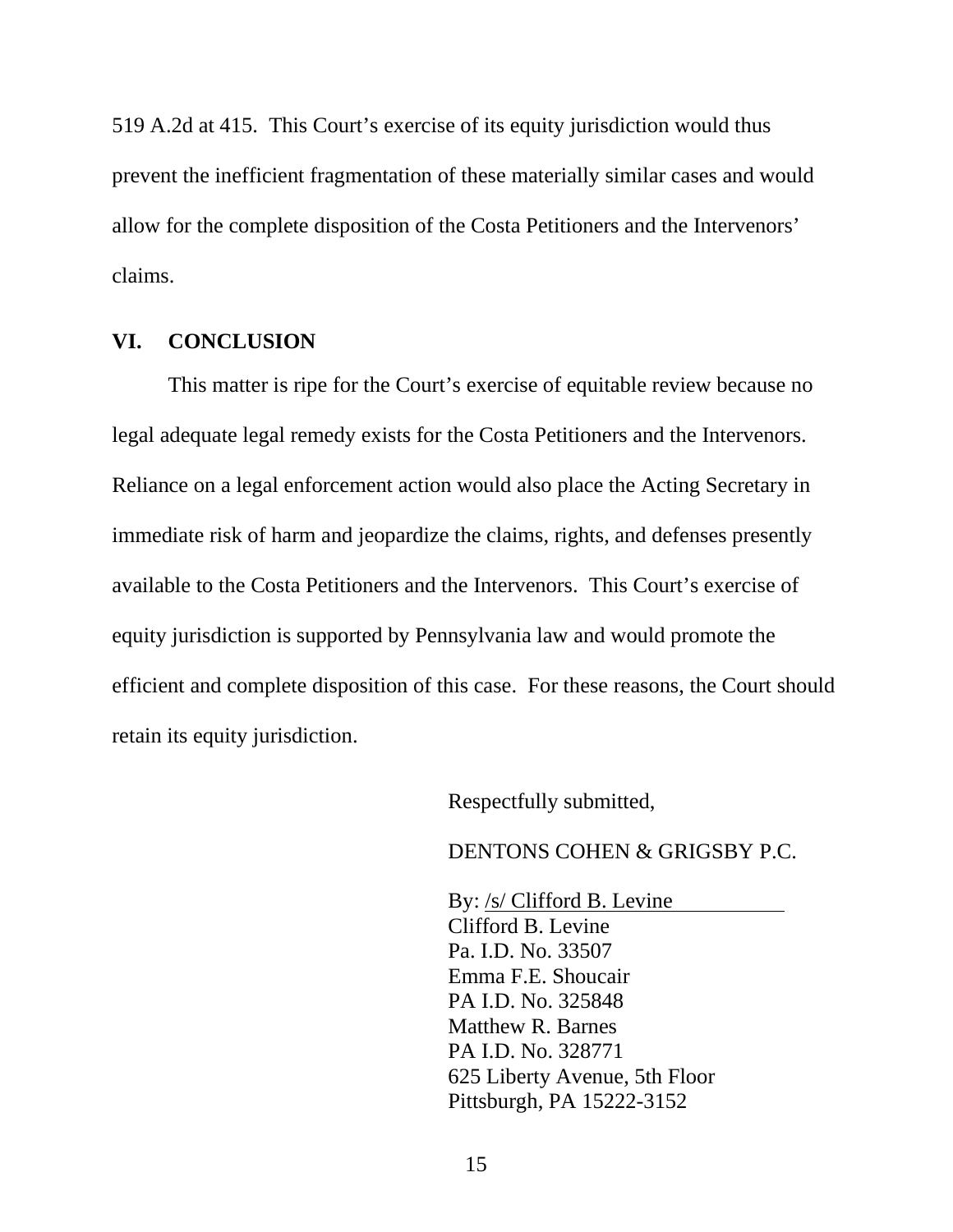519 A.2d at 415. This Court's exercise of its equity jurisdiction would thus prevent the inefficient fragmentation of these materially similar cases and would allow for the complete disposition of the Costa Petitioners and the Intervenors' claims.

## VI. CONCLUSION

This matter is ripe for the Court's exercise of equitable review because no legal adequate legal remedy exists for the Costa Petitioners and the Intervenors. Reliance on a legal enforcement action would also place the Acting Secretary in immediate risk of harm and jeopardize the claims, rights, and defenses presently available to the Costa Petitioners and the Intervenors. This Court's exercise of equity jurisdiction is supported by Pennsylvania law and would promote the efficient and complete disposition of this case. For these reasons, the Court should retain its equity jurisdiction.

Respectfully submitted,

DENTONS COHEN & GRIGSBY P.C.

By: /s/ Clifford B. Levine
Clifford B. Levine
Pa. I.D. No. 33507
Emma F.E. Shoucair
PA I.D. No. 325848
Matthew R. Barnes
PA I.D. No. 328771
625 Liberty Avenue, 5th Floor
Pittsburgh, PA 15222-3152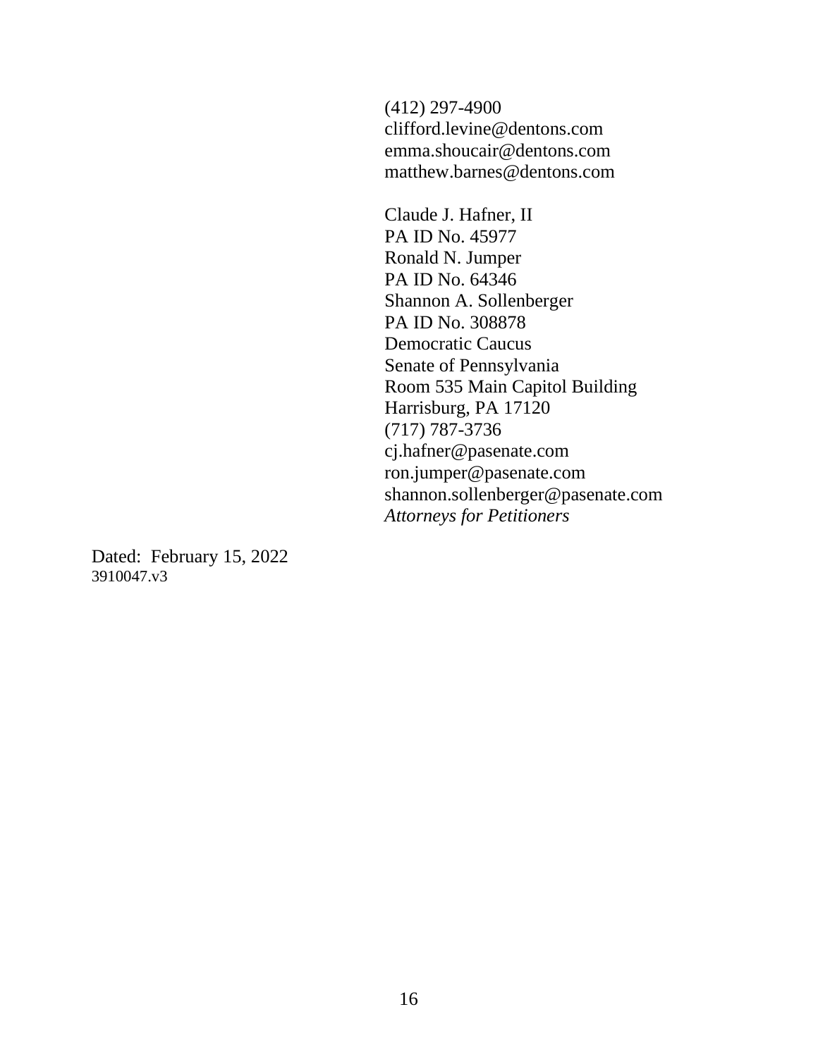(412) 297-4900
clifford.levine@dentons.com
emma.shoucair@dentons.com
matthew.barnes@dentons.com

Claude J. Hafner, II
PA ID No. 45977
Ronald N. Jumper
PA ID No. 64346
Shannon A. Sollenberger
PA ID No. 308878
Democratic Caucus
Senate of Pennsylvania
Room 535 Main Capitol Building
Harrisburg, PA 17120
(717) 787-3736
cj.hafner@pasenate.com
ron.jumper@pasenate.com
shannon.sollenberger@pasenate.com
*Attorneys for Petitioners*

Dated: February 15, 2022
3910047.v3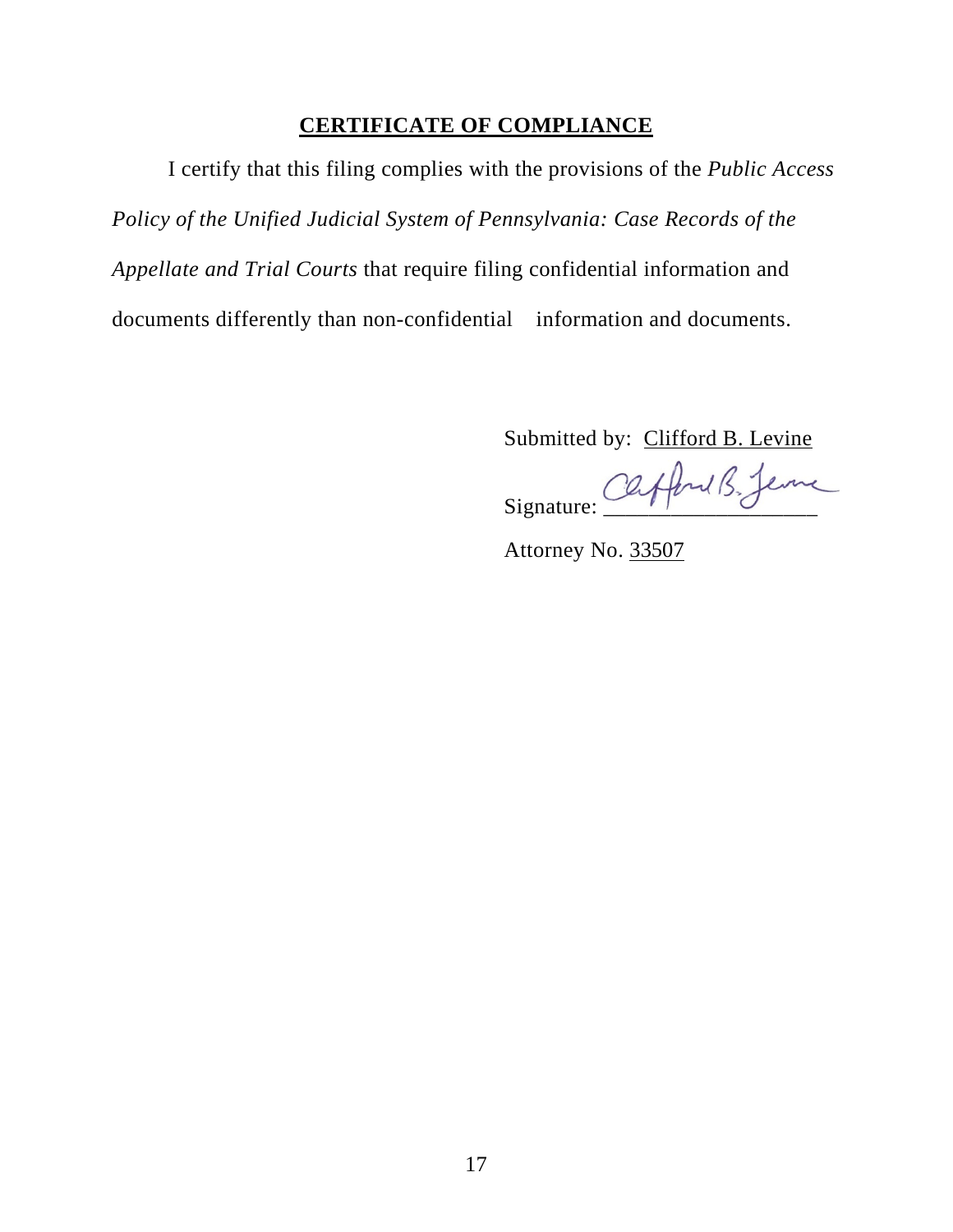## CERTIFICATE OF COMPLIANCE

I certify that this filing complies with the provisions of the *Public Access Policy of the Unified Judicial System of Pennsylvania: Case Records of the Appellate and Trial Courts* that require filing confidential information and documents differently than non-confidential information and documents.

Submitted by: Clifford B. Levine

Signature: Clifford B. Levine

Attorney No. 33507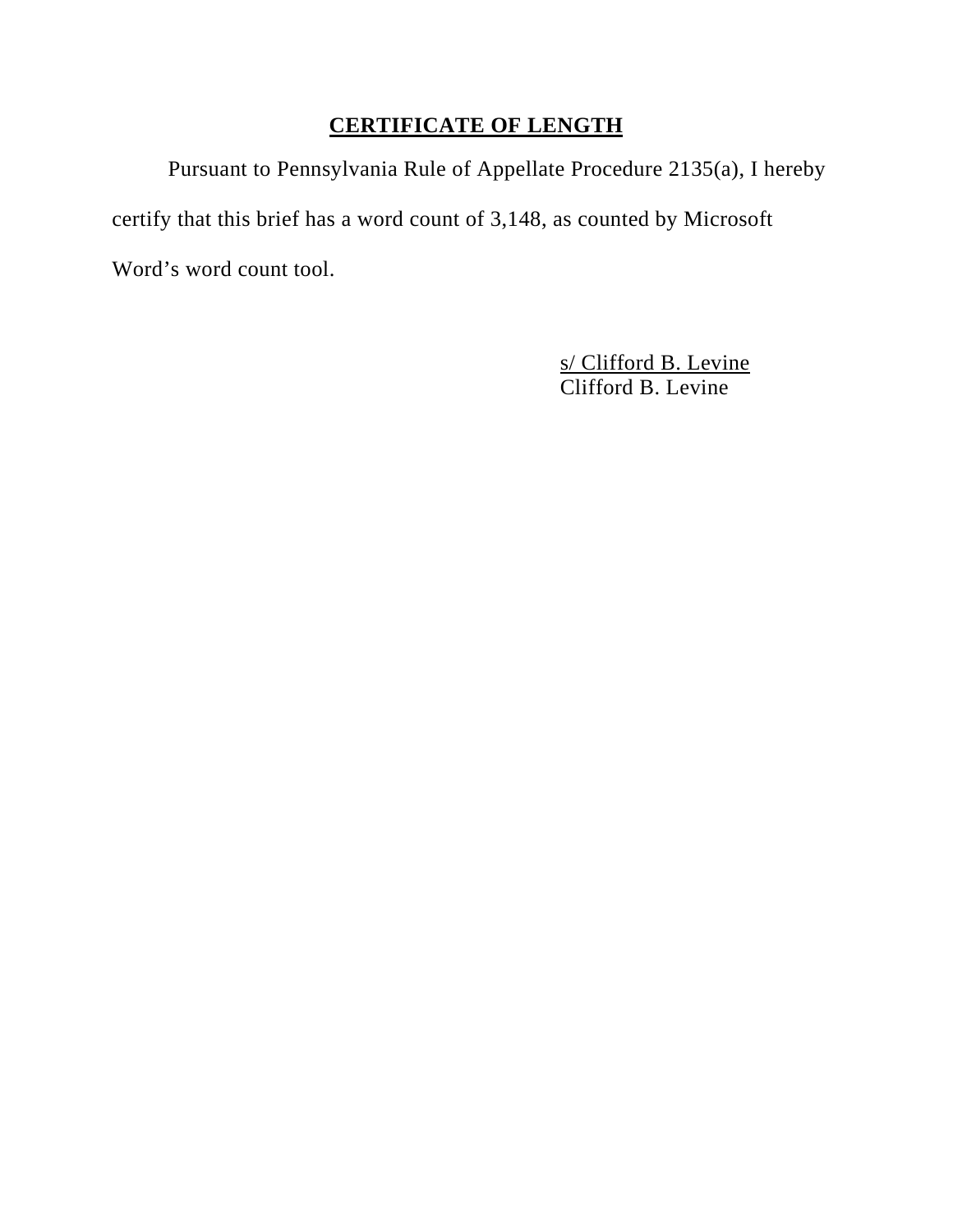**CERTIFICATE OF LENGTH**

Pursuant to Pennsylvania Rule of Appellate Procedure 2135(a), I hereby certify that this brief has a word count of 3,148, as counted by Microsoft Word's word count tool.

s/ Clifford B. Levine
Clifford B. Levine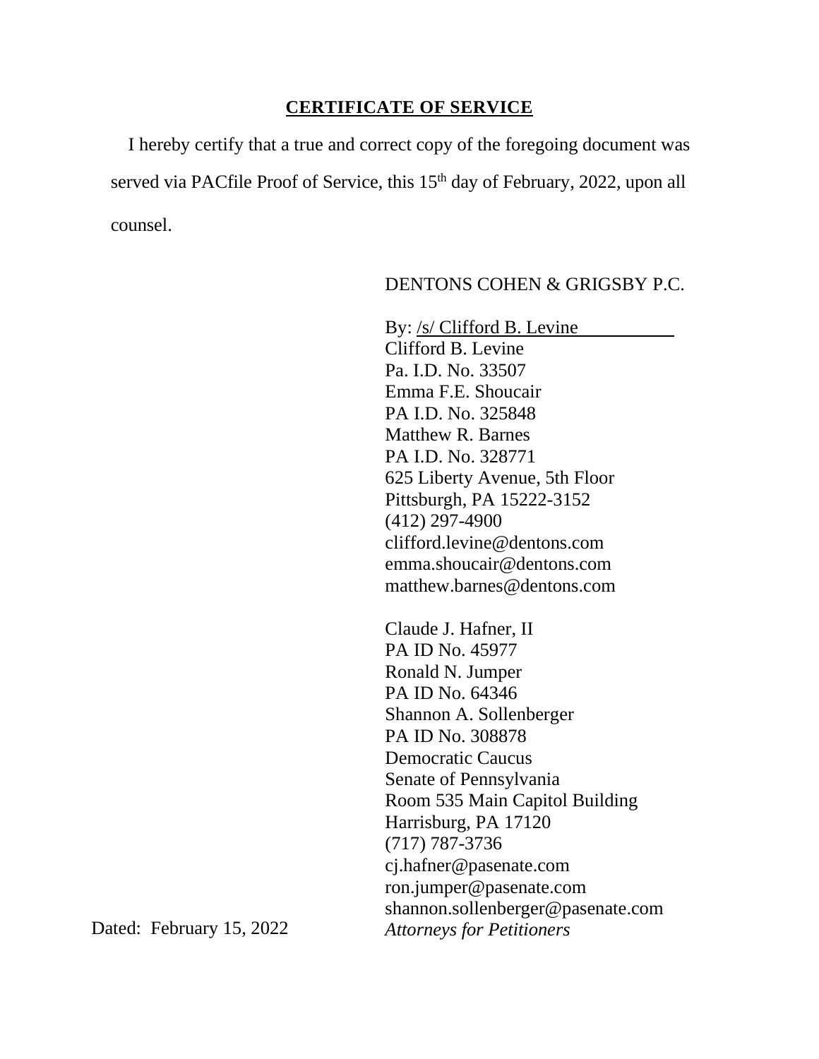## CERTIFICATE OF SERVICE

I hereby certify that a true and correct copy of the foregoing document was served via PACfile Proof of Service, this 15th day of February, 2022, upon all counsel.

DENTONS COHEN & GRIGSBY P.C.

By: /s/ Clifford B. Levine
Clifford B. Levine
Pa. I.D. No. 33507
Emma F.E. Shoucair
PA I.D. No. 325848
Matthew R. Barnes
PA I.D. No. 328771
625 Liberty Avenue, 5th Floor
Pittsburgh, PA 15222-3152
(412) 297-4900
clifford.levine@dentons.com
emma.shoucair@dentons.com
matthew.barnes@dentons.com

Claude J. Hafner, II
PA ID No. 45977
Ronald N. Jumper
PA ID No. 64346
Shannon A. Sollenberger
PA ID No. 308878
Democratic Caucus
Senate of Pennsylvania
Room 535 Main Capitol Building
Harrisburg, PA 17120
(717) 787-3736
cj.hafner@pasenate.com
ron.jumper@pasenate.com
shannon.sollenberger@pasenate.com
*Attorneys for Petitioners*

Dated: February 15, 2022